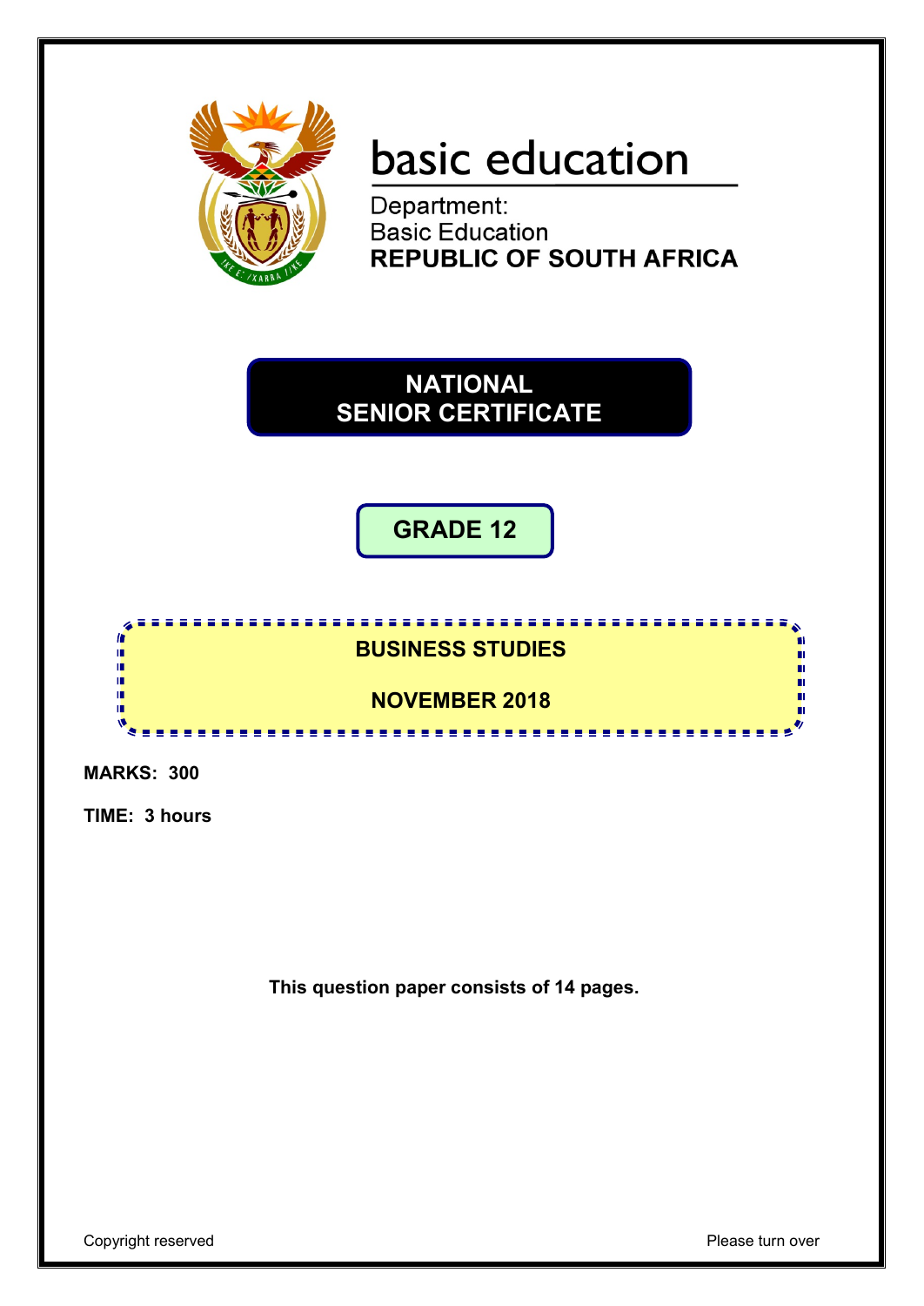basic education

Department:
Basic Education
**REPUBLIC OF SOUTH AFRICA**

# NATIONAL SENIOR CERTIFICATE

## GRADE 12

## BUSINESS STUDIES

## NOVEMBER 2018

**MARKS: 300**

**TIME: 3 hours**

**This question paper consists of 14 pages.**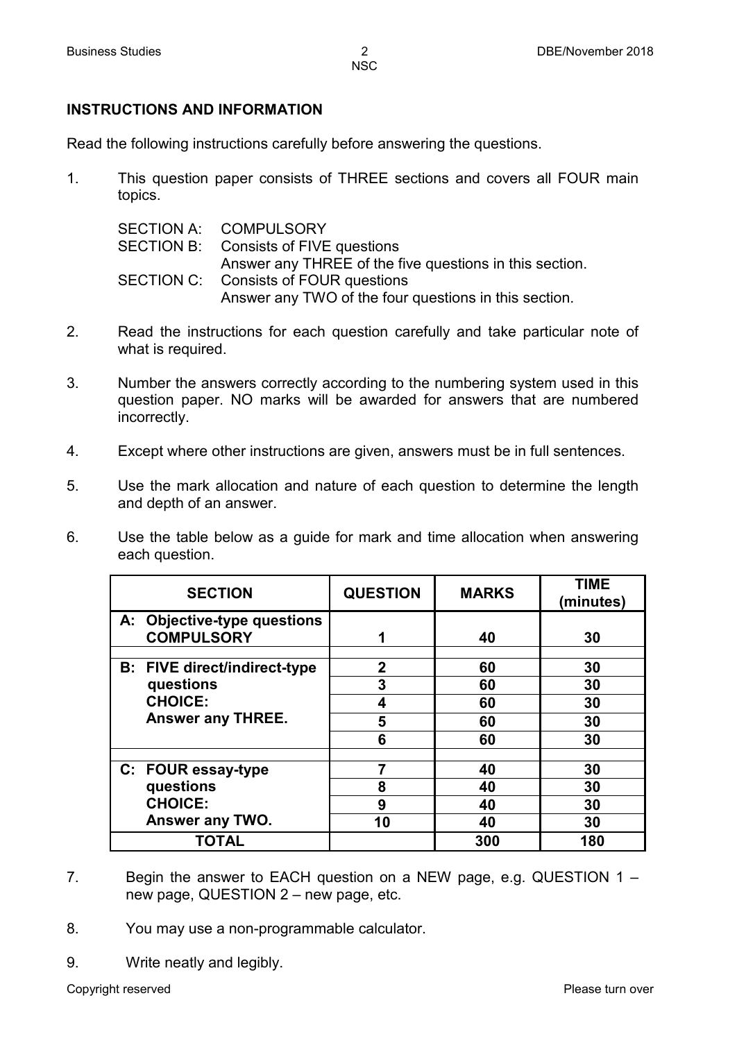## INSTRUCTIONS AND INFORMATION

Read the following instructions carefully before answering the questions.

1. This question paper consists of THREE sections and covers all FOUR main topics.

   SECTION A: COMPULSORY
   SECTION B: Consists of FIVE questions
   Answer any THREE of the five questions in this section.
   SECTION C: Consists of FOUR questions
   Answer any TWO of the four questions in this section.

2. Read the instructions for each question carefully and take particular note of what is required.

3. Number the answers correctly according to the numbering system used in this question paper. NO marks will be awarded for answers that are numbered incorrectly.

4. Except where other instructions are given, answers must be in full sentences.

5. Use the mark allocation and nature of each question to determine the length and depth of an answer.

6. Use the table below as a guide for mark and time allocation when answering each question.

| SECTION | QUESTION | MARKS | TIME (minutes) |
|---|---|---|---|
| **A: Objective-type questions COMPULSORY** | **1** | **40** | **30** |
| **B: FIVE direct/indirect-type questions CHOICE: Answer any THREE.** | **2** | **60** | **30** |
| | **3** | **60** | **30** |
| | **4** | **60** | **30** |
| | **5** | **60** | **30** |
| | **6** | **60** | **30** |
| **C: FOUR essay-type questions CHOICE: Answer any TWO.** | **7** | **40** | **30** |
| | **8** | **40** | **30** |
| | **9** | **40** | **30** |
| | **10** | **40** | **30** |
| **TOTAL** | | **300** | **180** |

7. Begin the answer to EACH question on a NEW page, e.g. QUESTION 1 – new page, QUESTION 2 – new page, etc.

8. You may use a non-programmable calculator.

9. Write neatly and legibly.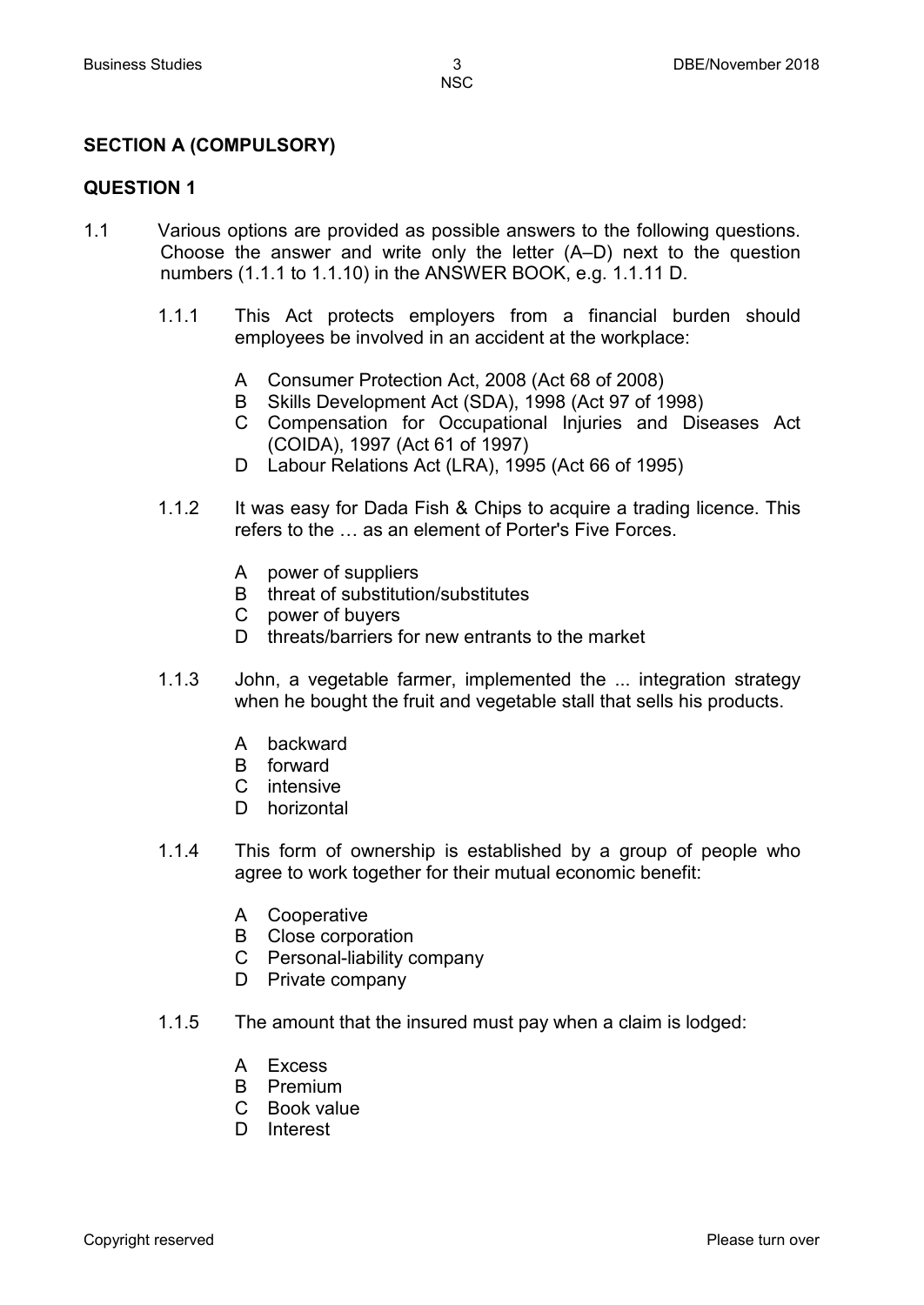## SECTION A (COMPULSORY)

## QUESTION 1

1.1 Various options are provided as possible answers to the following questions. Choose the answer and write only the letter (A–D) next to the question numbers (1.1.1 to 1.1.10) in the ANSWER BOOK, e.g. 1.1.11 D.

1.1.1 This Act protects employers from a financial burden should employees be involved in an accident at the workplace:

- A Consumer Protection Act, 2008 (Act 68 of 2008)
- B Skills Development Act (SDA), 1998 (Act 97 of 1998)
- C Compensation for Occupational Injuries and Diseases Act (COIDA), 1997 (Act 61 of 1997)
- D Labour Relations Act (LRA), 1995 (Act 66 of 1995)

1.1.2 It was easy for Dada Fish & Chips to acquire a trading licence. This refers to the … as an element of Porter's Five Forces.

- A power of suppliers
- B threat of substitution/substitutes
- C power of buyers
- D threats/barriers for new entrants to the market

1.1.3 John, a vegetable farmer, implemented the ... integration strategy when he bought the fruit and vegetable stall that sells his products.

- A backward
- B forward
- C intensive
- D horizontal

1.1.4 This form of ownership is established by a group of people who agree to work together for their mutual economic benefit:

- A Cooperative
- B Close corporation
- C Personal-liability company
- D Private company

1.1.5 The amount that the insured must pay when a claim is lodged:

- A Excess
- B Premium
- C Book value
- D Interest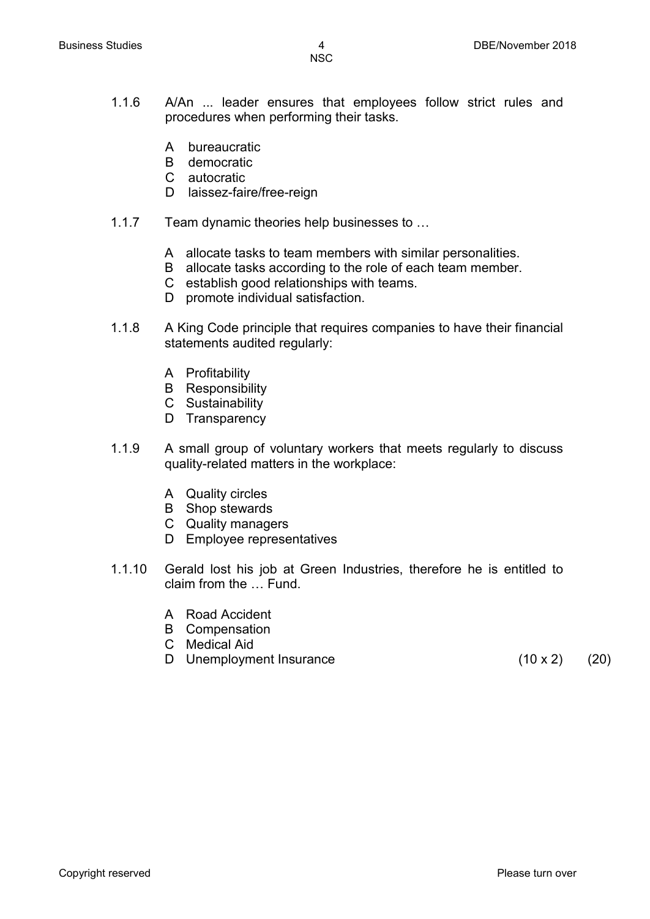1.1.6 A/An ... leader ensures that employees follow strict rules and procedures when performing their tasks.

- A bureaucratic
- B democratic
- C autocratic
- D laissez-faire/free-reign

1.1.7 Team dynamic theories help businesses to …

- A allocate tasks to team members with similar personalities.
- B allocate tasks according to the role of each team member.
- C establish good relationships with teams.
- D promote individual satisfaction.

1.1.8 A King Code principle that requires companies to have their financial statements audited regularly:

- A Profitability
- B Responsibility
- C Sustainability
- D Transparency

1.1.9 A small group of voluntary workers that meets regularly to discuss quality-related matters in the workplace:

- A Quality circles
- B Shop stewards
- C Quality managers
- D Employee representatives

1.1.10 Gerald lost his job at Green Industries, therefore he is entitled to claim from the … Fund.

- A Road Accident
- B Compensation
- C Medical Aid
- D Unemployment Insurance

(10 x 2) (20)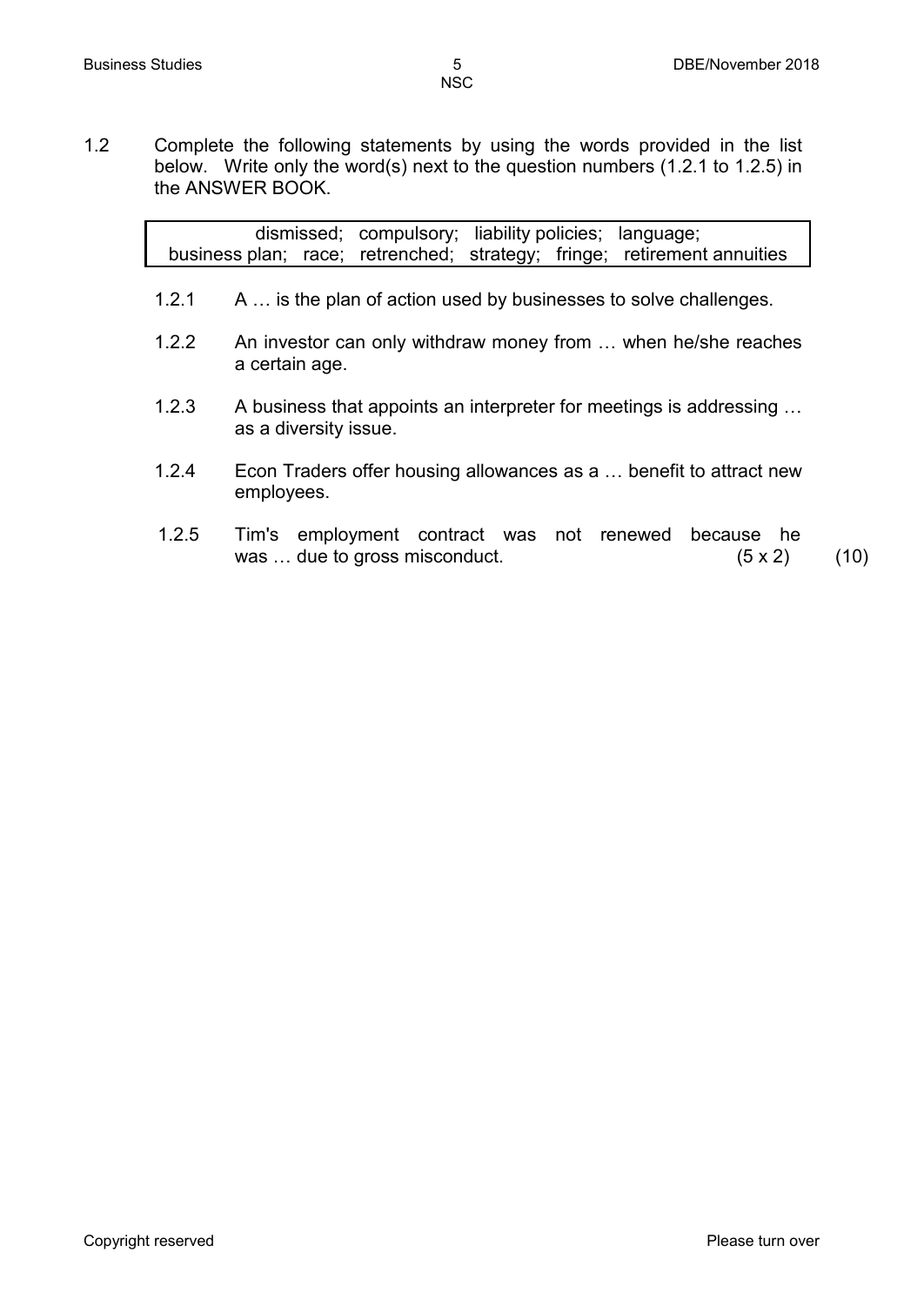1.2 Complete the following statements by using the words provided in the list below. Write only the word(s) next to the question numbers (1.2.1 to 1.2.5) in the ANSWER BOOK.

| dismissed; compulsory; liability policies; language; business plan; race; retrenched; strategy; fringe; retirement annuities |
|---|

1.2.1 A … is the plan of action used by businesses to solve challenges.

1.2.2 An investor can only withdraw money from … when he/she reaches a certain age.

1.2.3 A business that appoints an interpreter for meetings is addressing … as a diversity issue.

1.2.4 Econ Traders offer housing allowances as a … benefit to attract new employees.

1.2.5 Tim's employment contract was not renewed because he was … due to gross misconduct. (5 x 2) (10)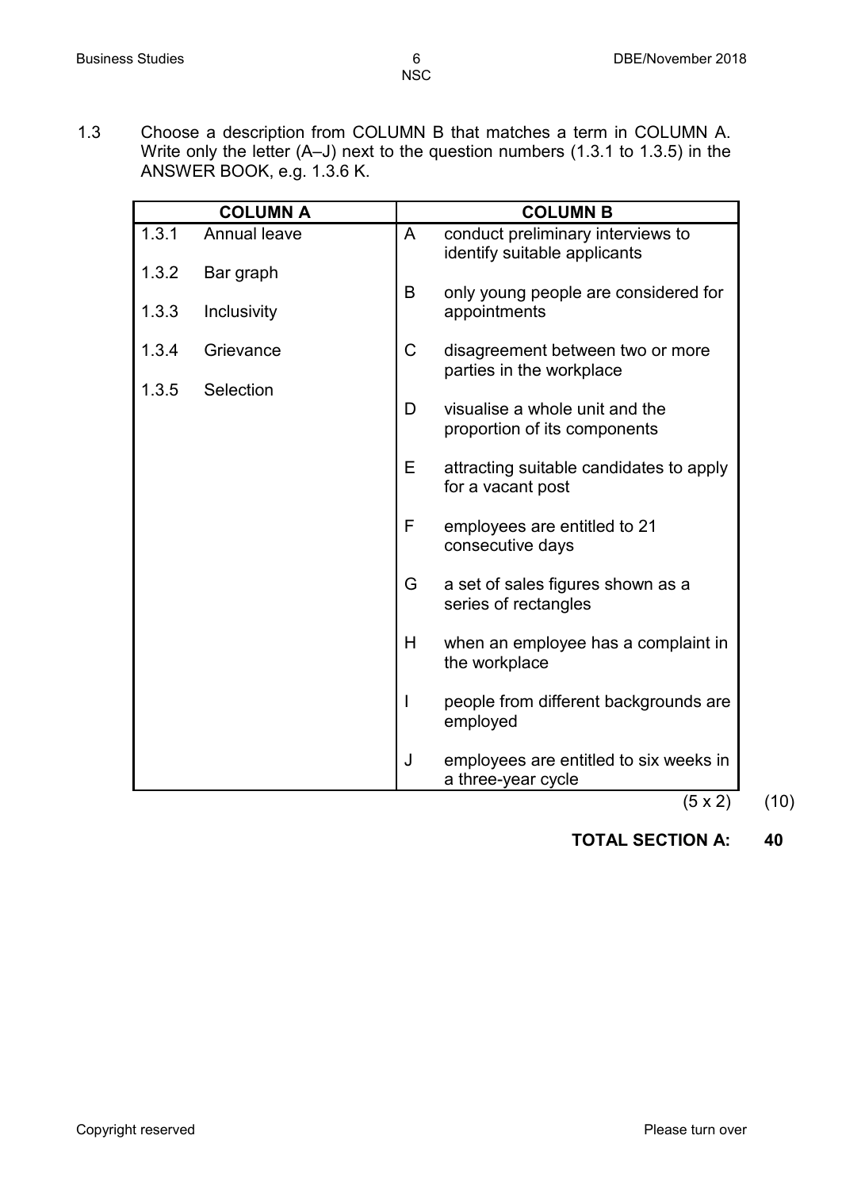1.3 Choose a description from COLUMN B that matches a term in COLUMN A. Write only the letter (A–J) next to the question numbers (1.3.1 to 1.3.5) in the ANSWER BOOK, e.g. 1.3.6 K.

| COLUMN A | | COLUMN B | |
|---|---|---|---|
| 1.3.1 | Annual leave | A | conduct preliminary interviews to identify suitable applicants |
| 1.3.2 | Bar graph | B | only young people are considered for appointments |
| 1.3.3 | Inclusivity | C | disagreement between two or more parties in the workplace |
| 1.3.4 | Grievance | D | visualise a whole unit and the proportion of its components |
| 1.3.5 | Selection | E | attracting suitable candidates to apply for a vacant post |
| | | F | employees are entitled to 21 consecutive days |
| | | G | a set of sales figures shown as a series of rectangles |
| | | H | when an employee has a complaint in the workplace |
| | | I | people from different backgrounds are employed |
| | | J | employees are entitled to six weeks in a three-year cycle |

(5 x 2) (10)

**TOTAL SECTION A: 40**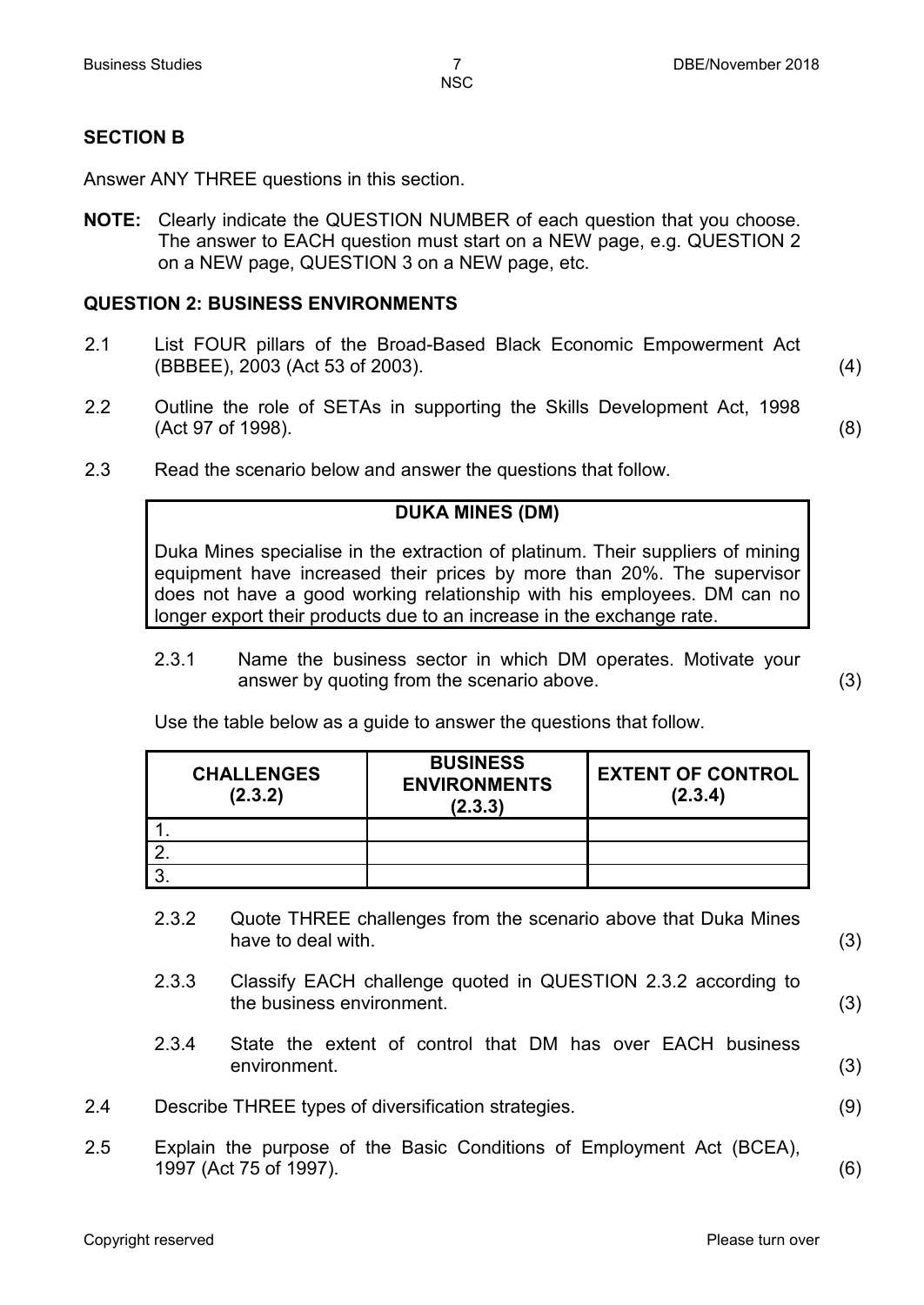## SECTION B

Answer ANY THREE questions in this section.

**NOTE:** Clearly indicate the QUESTION NUMBER of each question that you choose. The answer to EACH question must start on a NEW page, e.g. QUESTION 2 on a NEW page, QUESTION 3 on a NEW page, etc.

## QUESTION 2: BUSINESS ENVIRONMENTS

2.1 List FOUR pillars of the Broad-Based Black Economic Empowerment Act (BBBEE), 2003 (Act 53 of 2003). (4)

2.2 Outline the role of SETAs in supporting the Skills Development Act, 1998 (Act 97 of 1998). (8)

2.3 Read the scenario below and answer the questions that follow.

> **DUKA MINES (DM)**
>
> Duka Mines specialise in the extraction of platinum. Their suppliers of mining equipment have increased their prices by more than 20%. The supervisor does not have a good working relationship with his employees. DM can no longer export their products due to an increase in the exchange rate.

2.3.1 Name the business sector in which DM operates. Motivate your answer by quoting from the scenario above. (3)

Use the table below as a guide to answer the questions that follow.

| CHALLENGES (2.3.2) | BUSINESS ENVIRONMENTS (2.3.3) | EXTENT OF CONTROL (2.3.4) |
|---|---|---|
| 1. | | |
| 2. | | |
| 3. | | |

2.3.2 Quote THREE challenges from the scenario above that Duka Mines have to deal with. (3)

2.3.3 Classify EACH challenge quoted in QUESTION 2.3.2 according to the business environment. (3)

2.3.4 State the extent of control that DM has over EACH business environment. (3)

2.4 Describe THREE types of diversification strategies. (9)

2.5 Explain the purpose of the Basic Conditions of Employment Act (BCEA), 1997 (Act 75 of 1997). (6)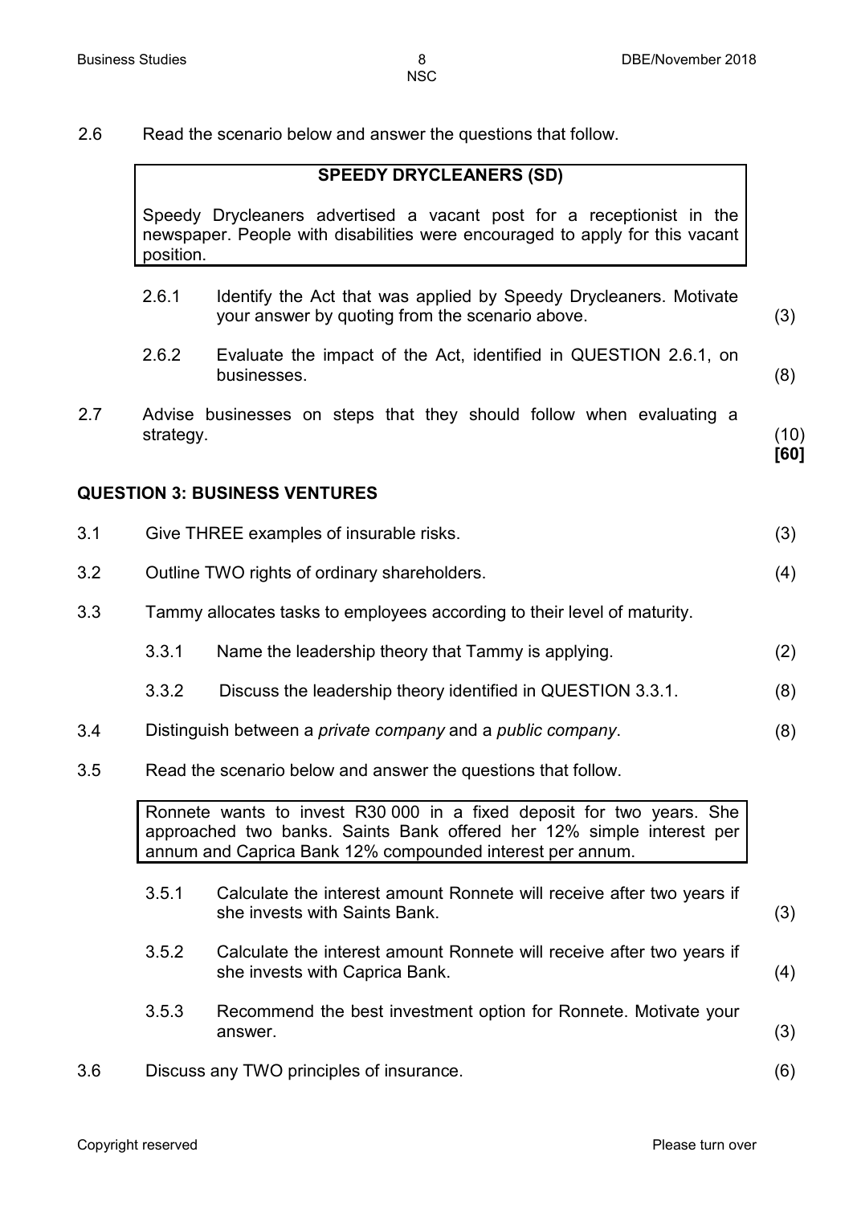2.6 Read the scenario below and answer the questions that follow.

| **SPEEDY DRYCLEANERS (SD)** |
|---|
| Speedy Drycleaners advertised a vacant post for a receptionist in the newspaper. People with disabilities were encouraged to apply for this vacant position. |

2.6.1 Identify the Act that was applied by Speedy Drycleaners. Motivate your answer by quoting from the scenario above. (3)

2.6.2 Evaluate the impact of the Act, identified in QUESTION 2.6.1, on businesses. (8)

2.7 Advise businesses on steps that they should follow when evaluating a strategy. (10)
**[60]**

## QUESTION 3: BUSINESS VENTURES

3.1 Give THREE examples of insurable risks. (3)

3.2 Outline TWO rights of ordinary shareholders. (4)

3.3 Tammy allocates tasks to employees according to their level of maturity.

3.3.1 Name the leadership theory that Tammy is applying. (2)

3.3.2 Discuss the leadership theory identified in QUESTION 3.3.1. (8)

3.4 Distinguish between a *private company* and a *public company*. (8)

3.5 Read the scenario below and answer the questions that follow.

| Ronnete wants to invest R30 000 in a fixed deposit for two years. She approached two banks. Saints Bank offered her 12% simple interest per annum and Caprica Bank 12% compounded interest per annum. |
|---|

3.5.1 Calculate the interest amount Ronnete will receive after two years if she invests with Saints Bank. (3)

3.5.2 Calculate the interest amount Ronnete will receive after two years if she invests with Caprica Bank. (4)

3.5.3 Recommend the best investment option for Ronnete. Motivate your answer. (3)

3.6 Discuss any TWO principles of insurance. (6)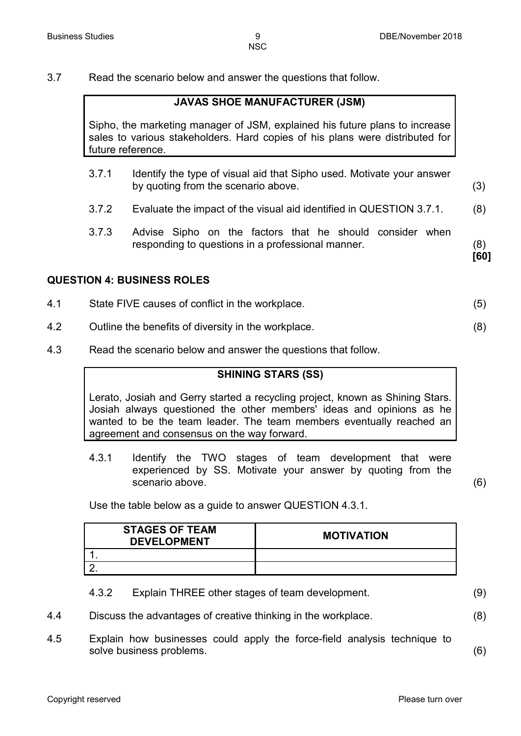3.7 Read the scenario below and answer the questions that follow.

| JAVAS SHOE MANUFACTURER (JSM) |
|---|
| Sipho, the marketing manager of JSM, explained his future plans to increase sales to various stakeholders. Hard copies of his plans were distributed for future reference. |

3.7.1 Identify the type of visual aid that Sipho used. Motivate your answer by quoting from the scenario above. (3)

3.7.2 Evaluate the impact of the visual aid identified in QUESTION 3.7.1. (8)

3.7.3 Advise Sipho on the factors that he should consider when responding to questions in a professional manner. (8)
**[60]**

## QUESTION 4: BUSINESS ROLES

4.1 State FIVE causes of conflict in the workplace. (5)

4.2 Outline the benefits of diversity in the workplace. (8)

4.3 Read the scenario below and answer the questions that follow.

| SHINING STARS (SS) |
|---|
| Lerato, Josiah and Gerry started a recycling project, known as Shining Stars. Josiah always questioned the other members' ideas and opinions as he wanted to be the team leader. The team members eventually reached an agreement and consensus on the way forward. |

4.3.1 Identify the TWO stages of team development that were experienced by SS. Motivate your answer by quoting from the scenario above. (6)

Use the table below as a guide to answer QUESTION 4.3.1.

| STAGES OF TEAM DEVELOPMENT | MOTIVATION |
|---|---|
| 1. | |
| 2. | |

4.3.2 Explain THREE other stages of team development. (9)

4.4 Discuss the advantages of creative thinking in the workplace. (8)

4.5 Explain how businesses could apply the force-field analysis technique to solve business problems. (6)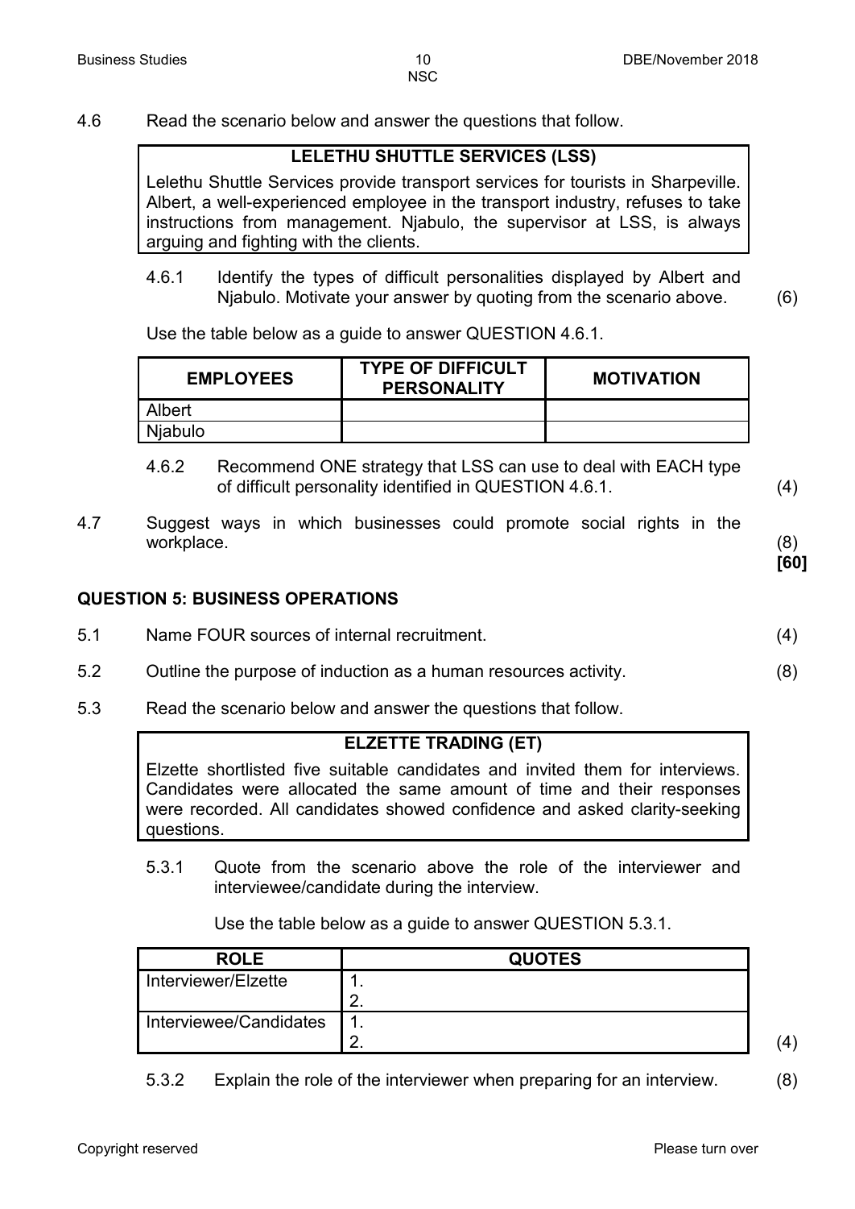4.6 Read the scenario below and answer the questions that follow.

| **LELETHU SHUTTLE SERVICES (LSS)** |
|---|
| Lelethu Shuttle Services provide transport services for tourists in Sharpeville. Albert, a well-experienced employee in the transport industry, refuses to take instructions from management. Njabulo, the supervisor at LSS, is always arguing and fighting with the clients. |

4.6.1 Identify the types of difficult personalities displayed by Albert and Njabulo. Motivate your answer by quoting from the scenario above. (6)

Use the table below as a guide to answer QUESTION 4.6.1.

| **EMPLOYEES** | **TYPE OF DIFFICULT PERSONALITY** | **MOTIVATION** |
|---|---|---|
| Albert | | |
| Njabulo | | |

4.6.2 Recommend ONE strategy that LSS can use to deal with EACH type of difficult personality identified in QUESTION 4.6.1. (4)

4.7 Suggest ways in which businesses could promote social rights in the workplace. (8)

**[60]**

## QUESTION 5: BUSINESS OPERATIONS

5.1 Name FOUR sources of internal recruitment. (4)

5.2 Outline the purpose of induction as a human resources activity. (8)

5.3 Read the scenario below and answer the questions that follow.

| **ELZETTE TRADING (ET)** |
|---|
| Elzette shortlisted five suitable candidates and invited them for interviews. Candidates were allocated the same amount of time and their responses were recorded. All candidates showed confidence and asked clarity-seeking questions. |

5.3.1 Quote from the scenario above the role of the interviewer and interviewee/candidate during the interview.

Use the table below as a guide to answer QUESTION 5.3.1.

| **ROLE** | **QUOTES** |
|---|---|
| Interviewer/Elzette | 1.<br>2. |
| Interviewee/Candidates | 1.<br>2. |

(4)

5.3.2 Explain the role of the interviewer when preparing for an interview. (8)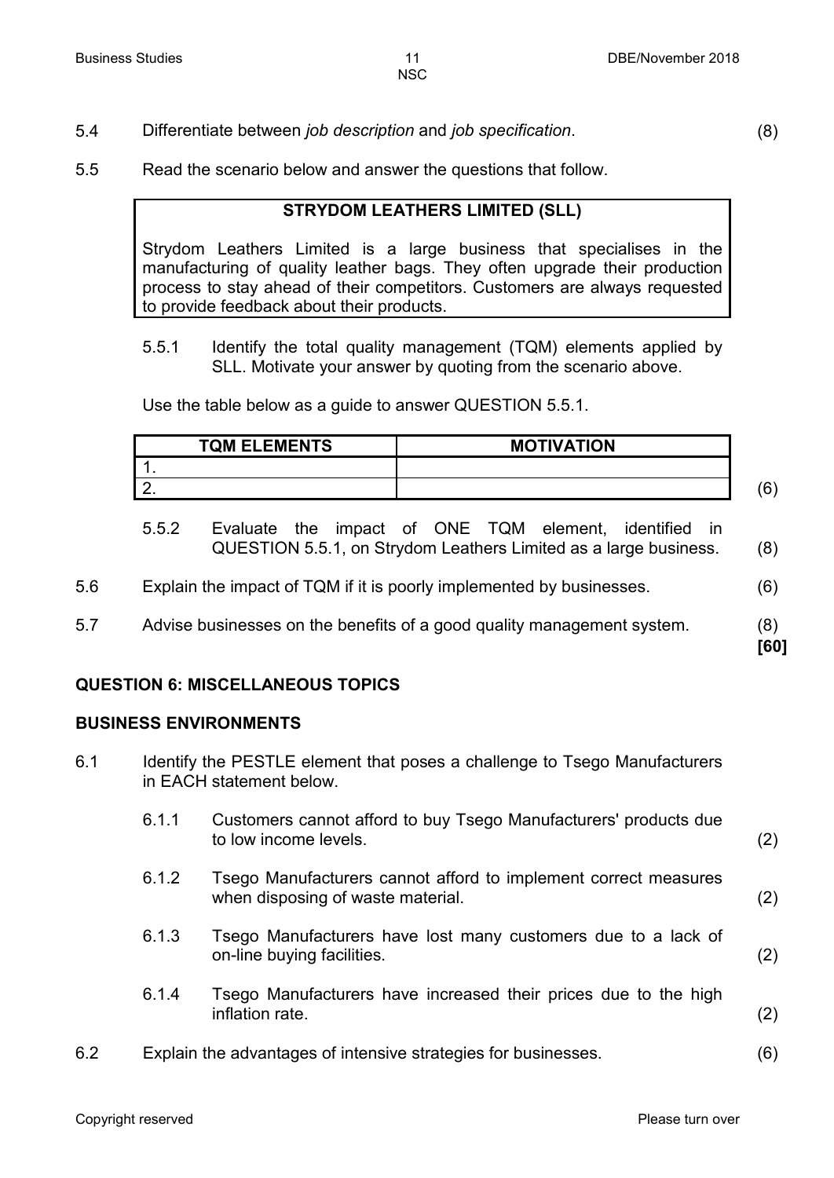5.4 Differentiate between *job description* and *job specification*. (8)

5.5 Read the scenario below and answer the questions that follow.

> **STRYDOM LEATHERS LIMITED (SLL)**
>
> Strydom Leathers Limited is a large business that specialises in the manufacturing of quality leather bags. They often upgrade their production process to stay ahead of their competitors. Customers are always requested to provide feedback about their products.

5.5.1 Identify the total quality management (TQM) elements applied by SLL. Motivate your answer by quoting from the scenario above.

Use the table below as a guide to answer QUESTION 5.5.1.

| TQM ELEMENTS | MOTIVATION |
|---|---|
| 1. | |
| 2. | |

(6)

5.5.2 Evaluate the impact of ONE TQM element, identified in QUESTION 5.5.1, on Strydom Leathers Limited as a large business. (8)

5.6 Explain the impact of TQM if it is poorly implemented by businesses. (6)

5.7 Advise businesses on the benefits of a good quality management system. (8)

**[60]**

## QUESTION 6: MISCELLANEOUS TOPICS

### BUSINESS ENVIRONMENTS

6.1 Identify the PESTLE element that poses a challenge to Tsego Manufacturers in EACH statement below.

6.1.1 Customers cannot afford to buy Tsego Manufacturers' products due to low income levels. (2)

6.1.2 Tsego Manufacturers cannot afford to implement correct measures when disposing of waste material. (2)

6.1.3 Tsego Manufacturers have lost many customers due to a lack of on-line buying facilities. (2)

6.1.4 Tsego Manufacturers have increased their prices due to the high inflation rate. (2)

6.2 Explain the advantages of intensive strategies for businesses. (6)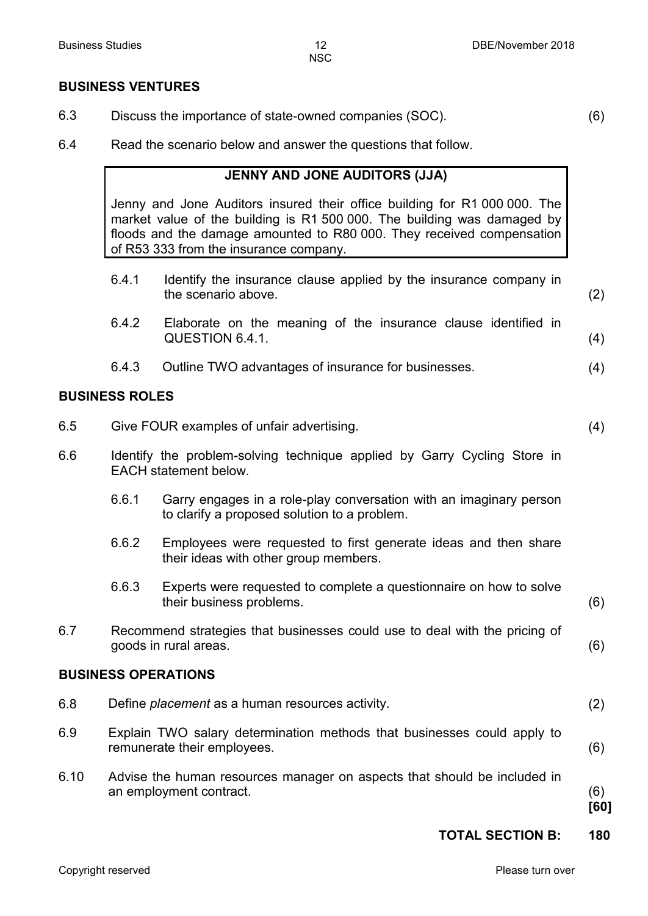## BUSINESS VENTURES

6.3 Discuss the importance of state-owned companies (SOC). (6)

6.4 Read the scenario below and answer the questions that follow.

> **JENNY AND JONE AUDITORS (JJA)**
>
> Jenny and Jone Auditors insured their office building for R1 000 000. The market value of the building is R1 500 000. The building was damaged by floods and the damage amounted to R80 000. They received compensation of R53 333 from the insurance company.

6.4.1 Identify the insurance clause applied by the insurance company in the scenario above. (2)

6.4.2 Elaborate on the meaning of the insurance clause identified in QUESTION 6.4.1. (4)

6.4.3 Outline TWO advantages of insurance for businesses. (4)

## BUSINESS ROLES

6.5 Give FOUR examples of unfair advertising. (4)

6.6 Identify the problem-solving technique applied by Garry Cycling Store in EACH statement below.

6.6.1 Garry engages in a role-play conversation with an imaginary person to clarify a proposed solution to a problem.

6.6.2 Employees were requested to first generate ideas and then share their ideas with other group members.

6.6.3 Experts were requested to complete a questionnaire on how to solve their business problems. (6)

6.7 Recommend strategies that businesses could use to deal with the pricing of goods in rural areas. (6)

## BUSINESS OPERATIONS

6.8 Define *placement* as a human resources activity. (2)

6.9 Explain TWO salary determination methods that businesses could apply to remunerate their employees. (6)

6.10 Advise the human resources manager on aspects that should be included in an employment contract. (6)
**[60]**

**TOTAL SECTION B: 180**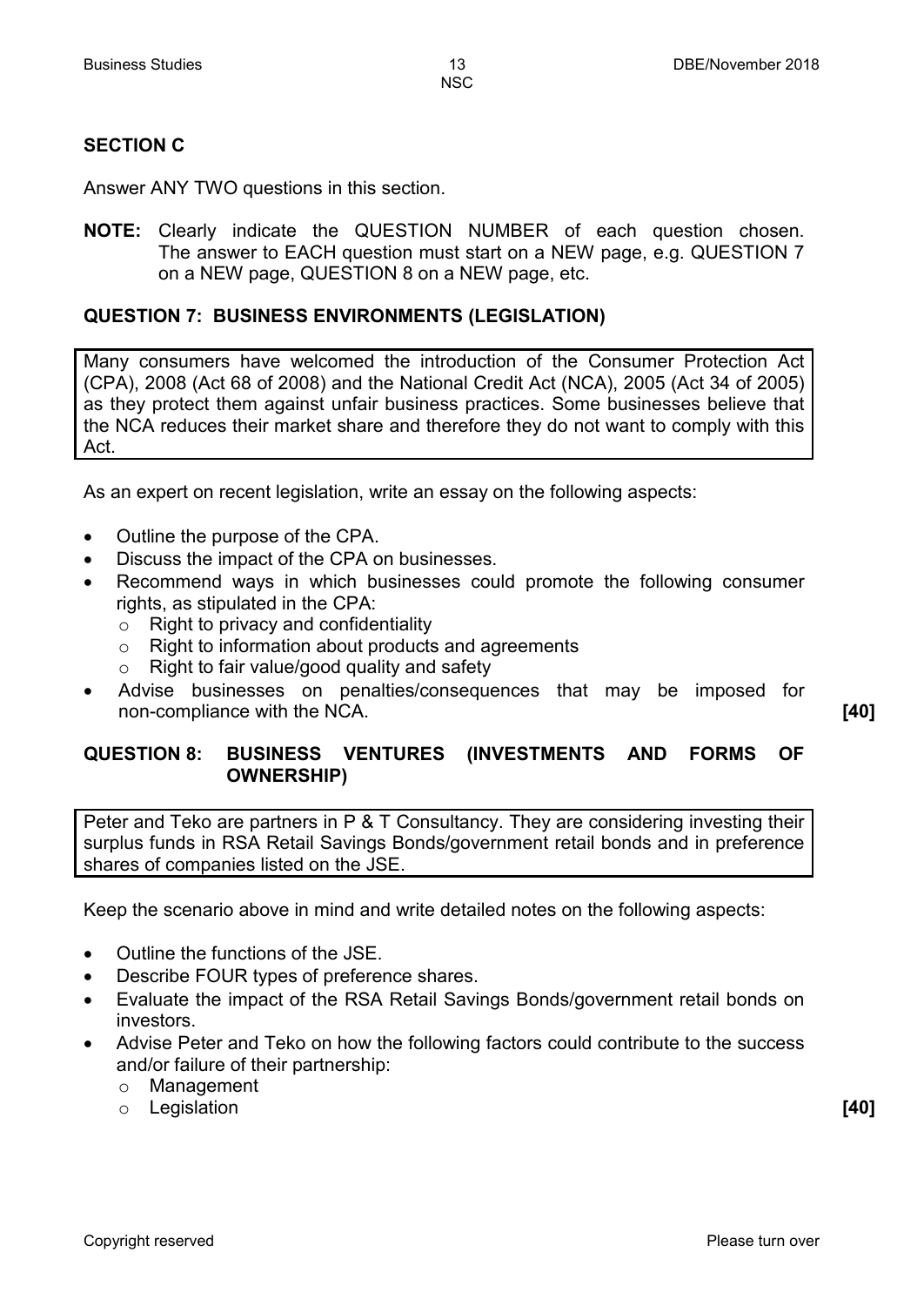## SECTION C

Answer ANY TWO questions in this section.

**NOTE:** Clearly indicate the QUESTION NUMBER of each question chosen. The answer to EACH question must start on a NEW page, e.g. QUESTION 7 on a NEW page, QUESTION 8 on a NEW page, etc.

### QUESTION 7: BUSINESS ENVIRONMENTS (LEGISLATION)

Many consumers have welcomed the introduction of the Consumer Protection Act (CPA), 2008 (Act 68 of 2008) and the National Credit Act (NCA), 2005 (Act 34 of 2005) as they protect them against unfair business practices. Some businesses believe that the NCA reduces their market share and therefore they do not want to comply with this Act.

As an expert on recent legislation, write an essay on the following aspects:

- Outline the purpose of the CPA.
- Discuss the impact of the CPA on businesses.
- Recommend ways in which businesses could promote the following consumer rights, as stipulated in the CPA:
  - Right to privacy and confidentiality
  - Right to information about products and agreements
  - Right to fair value/good quality and safety
- Advise businesses on penalties/consequences that may be imposed for non-compliance with the NCA. **[40]**

### QUESTION 8: BUSINESS VENTURES (INVESTMENTS AND FORMS OF OWNERSHIP)

Peter and Teko are partners in P & T Consultancy. They are considering investing their surplus funds in RSA Retail Savings Bonds/government retail bonds and in preference shares of companies listed on the JSE.

Keep the scenario above in mind and write detailed notes on the following aspects:

- Outline the functions of the JSE.
- Describe FOUR types of preference shares.
- Evaluate the impact of the RSA Retail Savings Bonds/government retail bonds on investors.
- Advise Peter and Teko on how the following factors could contribute to the success and/or failure of their partnership:
  - Management
  - Legislation **[40]**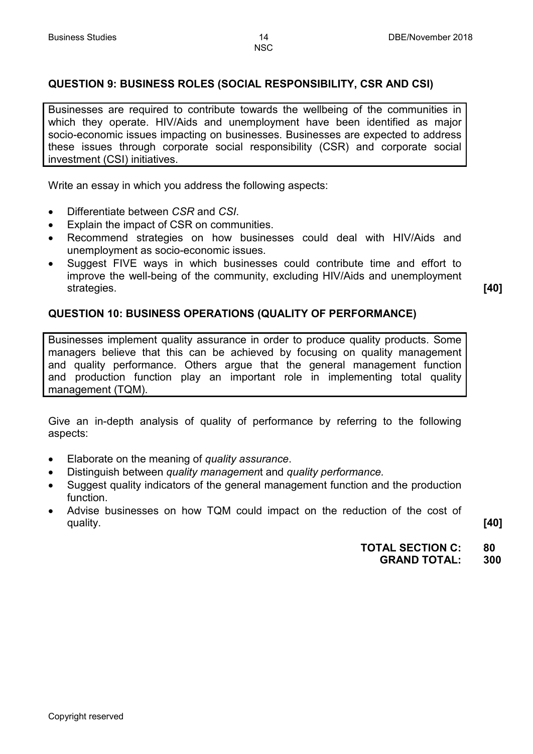## QUESTION 9: BUSINESS ROLES (SOCIAL RESPONSIBILITY, CSR AND CSI)

Businesses are required to contribute towards the wellbeing of the communities in which they operate. HIV/Aids and unemployment have been identified as major socio-economic issues impacting on businesses. Businesses are expected to address these issues through corporate social responsibility (CSR) and corporate social investment (CSI) initiatives.

Write an essay in which you address the following aspects:

- Differentiate between *CSR* and *CSI*.
- Explain the impact of CSR on communities.
- Recommend strategies on how businesses could deal with HIV/Aids and unemployment as socio-economic issues.
- Suggest FIVE ways in which businesses could contribute time and effort to improve the well-being of the community, excluding HIV/Aids and unemployment strategies. **[40]**

## QUESTION 10: BUSINESS OPERATIONS (QUALITY OF PERFORMANCE)

Businesses implement quality assurance in order to produce quality products. Some managers believe that this can be achieved by focusing on quality management and quality performance. Others argue that the general management function and production function play an important role in implementing total quality management (TQM).

Give an in-depth analysis of quality of performance by referring to the following aspects:

- Elaborate on the meaning of *quality assurance*.
- Distinguish between *quality management* and *quality performance.*
- Suggest quality indicators of the general management function and the production function.
- Advise businesses on how TQM could impact on the reduction of the cost of quality. **[40]**

**TOTAL SECTION C: 80**

**GRAND TOTAL: 300**